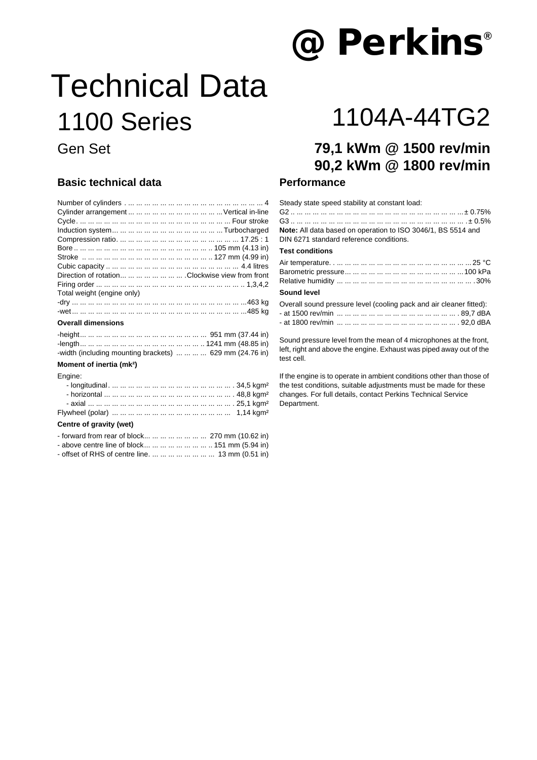# Perkins®

# Technical Data

## 1100 Series

### Gen Set

# 1104A-44TG2

**79,1 kWm @ 1500 rev/min**
**90,2 kWm @ 1800 rev/min**

## Basic technical data

Number of cylinders ... 4
Cylinder arrangement ... Vertical in-line
Cycle ... Four stroke
Induction system ... Turbocharged
Compression ratio ... 17.25 : 1
Bore ... 105 mm (4.13 in)
Stroke ... 127 mm (4.99 in)
Cubic capacity ... 4.4 litres
Direction of rotation ... Clockwise view from front
Firing order ... 1,3,4,2
Total weight (engine only)
-dry ... 463 kg
-wet ... 485 kg

### Overall dimensions

-height ... 951 mm (37.44 in)
-length ... 1241 mm (48.85 in)
-width (including mounting brackets) ... 629 mm (24.76 in)

### Moment of inertia (mk²)

Engine:
- longitudinal ... 34,5 kgm²
- horizontal ... 48,8 kgm²
- axial ... 25,1 kgm²

Flywheel (polar) ... 1,14 kgm²

### Centre of gravity (wet)

- forward from rear of block ... 270 mm (10.62 in)
- above centre line of block ... 151 mm (5.94 in)
- offset of RHS of centre line ... 13 mm (0.51 in)

## Performance

Steady state speed stability at constant load:
G2 ... ± 0.75%
G3 ... ± 0.5%

**Note:** All data based on operation to ISO 3046/1, BS 5514 and DIN 6271 standard reference conditions.

### Test conditions

Air temperature ... 25 °C
Barometric pressure ... 100 kPa
Relative humidity ... 30%

### Sound level

Overall sound pressure level (cooling pack and air cleaner fitted):
- at 1500 rev/min ... 89,7 dBA
- at 1800 rev/min ... 92,0 dBA

Sound pressure level from the mean of 4 microphones at the front, left, right and above the engine. Exhaust was piped away out of the test cell.

If the engine is to operate in ambient conditions other than those of the test conditions, suitable adjustments must be made for these changes. For full details, contact Perkins Technical Service Department.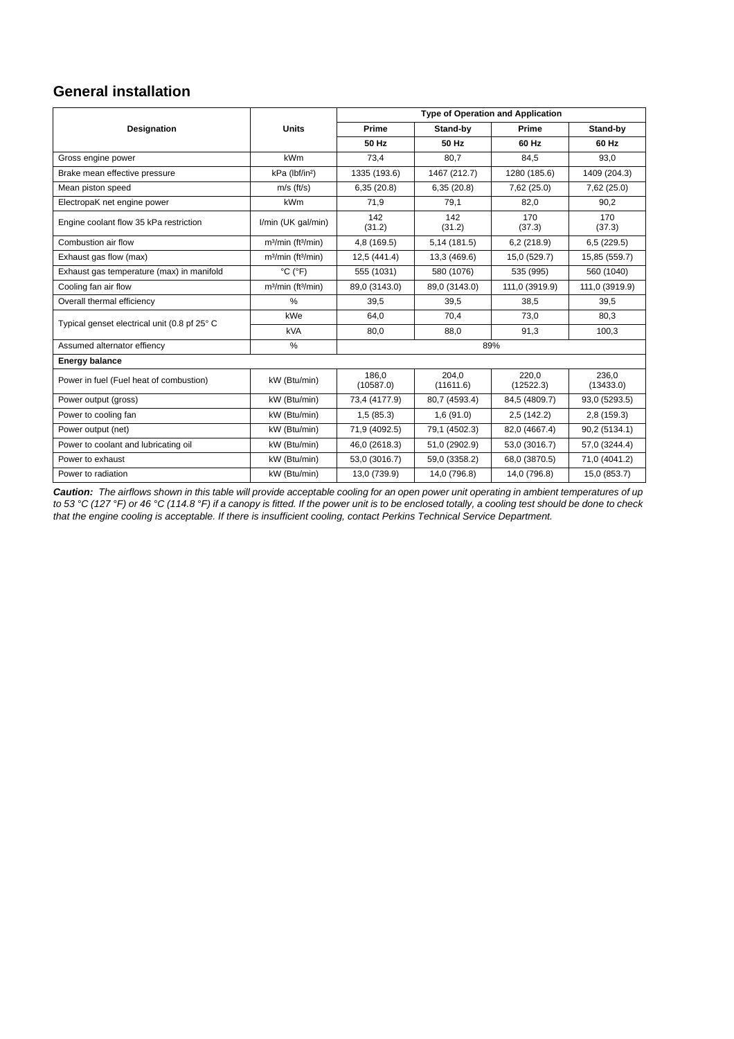## General installation

| Designation | Units | Type of Operation and Application | | | |
|---|---|---|---|---|---|
| | | Prime | Stand-by | Prime | Stand-by |
| | | 50 Hz | 50 Hz | 60 Hz | 60 Hz |
| Gross engine power | kWm | 73,4 | 80,7 | 84,5 | 93,0 |
| Brake mean effective pressure | kPa (lbf/in²) | 1335 (193.6) | 1467 (212.7) | 1280 (185.6) | 1409 (204.3) |
| Mean piston speed | m/s (ft/s) | 6,35 (20.8) | 6,35 (20.8) | 7,62 (25.0) | 7,62 (25.0) |
| ElectropaK net engine power | kWm | 71,9 | 79,1 | 82,0 | 90,2 |
| Engine coolant flow 35 kPa restriction | l/min (UK gal/min) | 142 (31.2) | 142 (31.2) | 170 (37.3) | 170 (37.3) |
| Combustion air flow | m³/min (ft³/min) | 4,8 (169.5) | 5,14 (181.5) | 6,2 (218.9) | 6,5 (229.5) |
| Exhaust gas flow (max) | m³/min (ft³/min) | 12,5 (441.4) | 13,3 (469.6) | 15,0 (529.7) | 15,85 (559.7) |
| Exhaust gas temperature (max) in manifold | °C (°F) | 555 (1031) | 580 (1076) | 535 (995) | 560 (1040) |
| Cooling fan air flow | m³/min (ft³/min) | 89,0 (3143.0) | 89,0 (3143.0) | 111,0 (3919.9) | 111,0 (3919.9) |
| Overall thermal efficiency | % | 39,5 | 39,5 | 38,5 | 39,5 |
| Typical genset electrical unit (0.8 pf 25° C | kWe | 64,0 | 70,4 | 73,0 | 80,3 |
| | kVA | 80,0 | 88,0 | 91,3 | 100,3 |
| Assumed alternator effiency | % | 89% | | | |
| **Energy balance** | | | | | |
| Power in fuel (Fuel heat of combustion) | kW (Btu/min) | 186,0 (10587.0) | 204,0 (11611.6) | 220,0 (12522.3) | 236,0 (13433.0) |
| Power output (gross) | kW (Btu/min) | 73,4 (4177.9) | 80,7 (4593.4) | 84,5 (4809.7) | 93,0 (5293.5) |
| Power to cooling fan | kW (Btu/min) | 1,5 (85.3) | 1,6 (91.0) | 2,5 (142.2) | 2,8 (159.3) |
| Power output (net) | kW (Btu/min) | 71,9 (4092.5) | 79,1 (4502.3) | 82,0 (4667.4) | 90,2 (5134.1) |
| Power to coolant and lubricating oil | kW (Btu/min) | 46,0 (2618.3) | 51,0 (2902.9) | 53,0 (3016.7) | 57,0 (3244.4) |
| Power to exhaust | kW (Btu/min) | 53,0 (3016.7) | 59,0 (3358.2) | 68,0 (3870.5) | 71,0 (4041.2) |
| Power to radiation | kW (Btu/min) | 13,0 (739.9) | 14,0 (796.8) | 14,0 (796.8) | 15,0 (853.7) |

***Caution:*** *The airflows shown in this table will provide acceptable cooling for an open power unit operating in ambient temperatures of up to 53 °C (127 °F) or 46 °C (114.8 °F) if a canopy is fitted. If the power unit is to be enclosed totally, a cooling test should be done to check that the engine cooling is acceptable. If there is insufficient cooling, contact Perkins Technical Service Department.*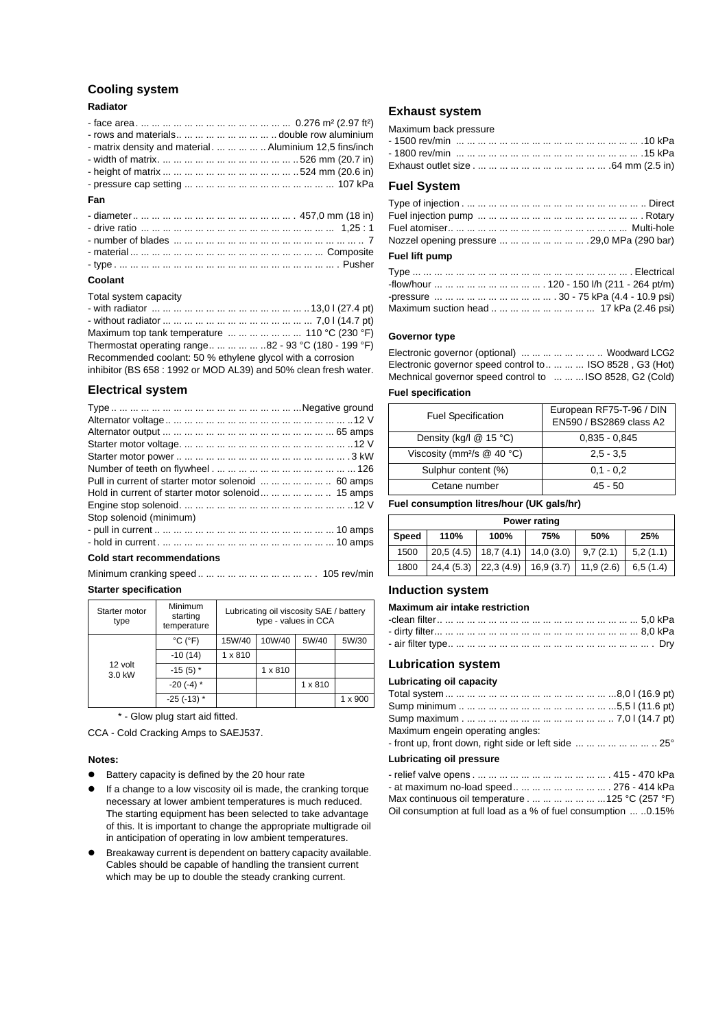## Cooling system

### Radiator

- face area. ... ... ... ... ... ... ... ... ... ... ... ... ... 0.276 m² (2.97 ft²)
- rows and materials.. ... ... ... ... ... ... ... ... .. double row aluminium
- matrix density and material. ... ... ... ... .. Aluminium 12,5 fins/inch
- width of matrix. ... ... ... ... ... ... ... ... ... ... ... ..526 mm (20.7 in)
- height of matrix ... ... ... ... ... ... ... ... ... ... ... ..524 mm (20.6 in)
- pressure cap setting ... ... ... ... ... ... ... ... ... ... ... ... ... 107 kPa

### Fan

- diameter.. ... ... ... ... ... ... ... ... ... ... ... ... ... . 457,0 mm (18 in)
- drive ratio ... ... ... ... ... ... ... ... ... ... ... ... ... ... ... ... ... 1,25 : 1
- number of blades ... ... ... ... ... ... ... ... ... ... ... ... ... ... ... ... .. 7
- material ... ... ... ... ... ... ... ... ... ... ... ... ... ... ... ... ... Composite
- type . ... ... ... ... ... ... ... ... ... ... ... ... ... ... ... ... ... ... . Pusher

### Coolant

Total system capacity
- with radiator ... ... ... ... ... ... ... ... ... ... ... ... ... ..13,0 l (27.4 pt)
- without radiator ... ... ... ... ... ... ... ... ... ... ... ... ... 7,0 l (14.7 pt)

Maximum top tank temperature ... ... ... ... ... ... 110 °C (230 °F)
Thermostat operating range.. ... ... ... ... ..82 - 93 °C (180 - 199 °F)
Recommended coolant: 50 % ethylene glycol with a corrosion inhibitor (BS 658 : 1992 or MOD AL39) and 50% clean fresh water.

## Electrical system

Type .. ... ... ... ... ... ... ... ... ... ... ... ... ... ... ...Negative ground
Alternator voltage .. ... ... ... ... ... ... ... ... ... ... ... ... ... ... ..12 V
Alternator output ... ... ... ... ... ... ... ... ... ... ... ... ... ... ... 65 amps
Starter motor voltage. ... ... ... ... ... ... ... ... ... ... ... ... ... ..12 V
Starter motor power .. ... ... ... ... ... ... ... ... ... ... ... ... ... . 3 kW
Number of teeth on flywheel . ... ... ... ... ... ... ... ... ... ... ... 126
Pull in current of starter motor solenoid ... ... ... ... ... .. 60 amps
Hold in current of starter motor solenoid... ... ... ... ... .. 15 amps
Engine stop solenoid. ... ... ... ... ... ... ... ... ... ... ... ... ... ..12 V
Stop solenoid (minimum)
- pull in current .. ... ... ... ... ... ... ... ... ... ... ... ... ... ... 10 amps
- hold in current . ... ... ... ... ... ... ... ... ... ... ... ... ... ... 10 amps

### Cold start recommendations

Minimum cranking speed .. ... ... ... ... ... ... ... ... ... . 105 rev/min

### Starter specification

| Starter motor type | Minimum starting temperature | Lubricating oil viscosity SAE / battery type - values in CCA | | | |
|---|---|---|---|---|---|
| | °C (°F) | 15W/40 | 10W/40 | 5W/40 | 5W/30 |
| 12 volt 3.0 kW | -10 (14) | 1 x 810 | | | |
| | -15 (5) * | | 1 x 810 | | |
| | -20 (-4) * | | | 1 x 810 | |
| | -25 (-13) * | | | | 1 x 900 |

\* - Glow plug start aid fitted.

CCA - Cold Cracking Amps to SAEJ537.

### Notes:

- Battery capacity is defined by the 20 hour rate
- If a change to a low viscosity oil is made, the cranking torque necessary at lower ambient temperatures is much reduced. The starting equipment has been selected to take advantage of this. It is important to change the appropriate multigrade oil in anticipation of operating in low ambient temperatures.
- Breakaway current is dependent on battery capacity available. Cables should be capable of handling the transient current which may be up to double the steady cranking current.

## Exhaust system

Maximum back pressure
- 1500 rev/min ... ... ... ... ... ... ... ... ... ... ... ... ... ... ... ... .10 kPa
- 1800 rev/min ... ... ... ... ... ... ... ... ... ... ... ... ... ... ... ... .15 kPa

Exhaust outlet size . ... ... ... ... ... ... ... ... ... ... ... .64 mm (2.5 in)

## Fuel System

Type of injection . ... ... ... ... ... ... ... ... ... ... ... ... ... ... .. Direct
Fuel injection pump ... ... ... ... ... ... ... ... ... ... ... ... ... ... . Rotary
Fuel atomiser.. ... ... ... ... ... ... ... ... ... ... ... ... ... ... ... Multi-hole
Nozzel opening pressure ... ... ... ... ... ... ... .29,0 MPa (290 bar)

### Fuel lift pump

Type ... ... ... ... ... ... ... ... ... ... ... ... ... ... ... ... ... ... ... . Electrical
-flow/hour ... ... ... ... ... ... ... ... ... . 120 - 150 l/h (211 - 264 pt/m)
-pressure ... ... ... ... ... ... ... ... ... ... . 30 - 75 kPa (4.4 - 10.9 psi)
Maximum suction head .. ... ... ... ... ... ... ... ... 17 kPa (2.46 psi)

### Governor type

Electronic governor (optional) ... ... ... ... ... ... .. Woodward LCG2
Electronic governor speed control to.. ... ... ... ISO 8528 , G3 (Hot)
Mechnical governor speed control to ... ... ...ISO 8528, G2 (Cold)

### Fuel specification

| Fuel Specification | European RF75-T-96 / DIN EN590 / BS2869 class A2 |
|---|---|
| Density (kg/l @ 15 °C) | 0,835 - 0,845 |
| Viscosity (mm²/s @ 40 °C) | 2,5 - 3,5 |
| Sulphur content (%) | 0,1 - 0,2 |
| Cetane number | 45 - 50 |

### Fuel consumption litres/hour (UK gals/hr)

| Power rating | | | | | |
|---|---|---|---|---|---|
| Speed | 110% | 100% | 75% | 50% | 25% |
| 1500 | 20,5 (4.5) | 18,7 (4.1) | 14,0 (3.0) | 9,7 (2.1) | 5,2 (1.1) |
| 1800 | 24,4 (5.3) | 22,3 (4.9) | 16,9 (3.7) | 11,9 (2.6) | 6,5 (1.4) |

## Induction system

### Maximum air intake restriction

-clean filter.. ... ... ... ... ... ... ... ... ... ... ... ... ... ... ... ... 5,0 kPa
- dirty filter... ... ... ... ... ... ... ... ... ... ... ... ... ... ... ... ... 8,0 kPa
- air filter type.. ... ... ... ... ... ... ... ... ... ... ... ... ... ... ... ... . Dry

## Lubrication system

### Lubricating oil capacity

Total system ... ... ... ... ... ... ... ... ... ... ... ... ... ...8,0 l (16.9 pt)
Sump minimum .. ... ... ... ... ... ... ... ... ... ... ... ...5,5 l (11.6 pt)
Sump maximum . ... ... ... ... ... ... ... ... ... ... ... .. 7,0 l (14.7 pt)
Maximum engein operating angles:
- front up, front down, right side or left side ... ... ... ... ... ... .. 25°

### Lubricating oil pressure

- relief valve opens . ... ... ... ... ... ... ... ... ... ... . 415 - 470 kPa
- at maximum no-load speed.. ... ... ... ... ... ... ... . 276 - 414 kPa
Max continuous oil temperature . ... ... ... ... ... ...125 °C (257 °F)
Oil consumption at full load as a % of fuel consumption ... ..0.15%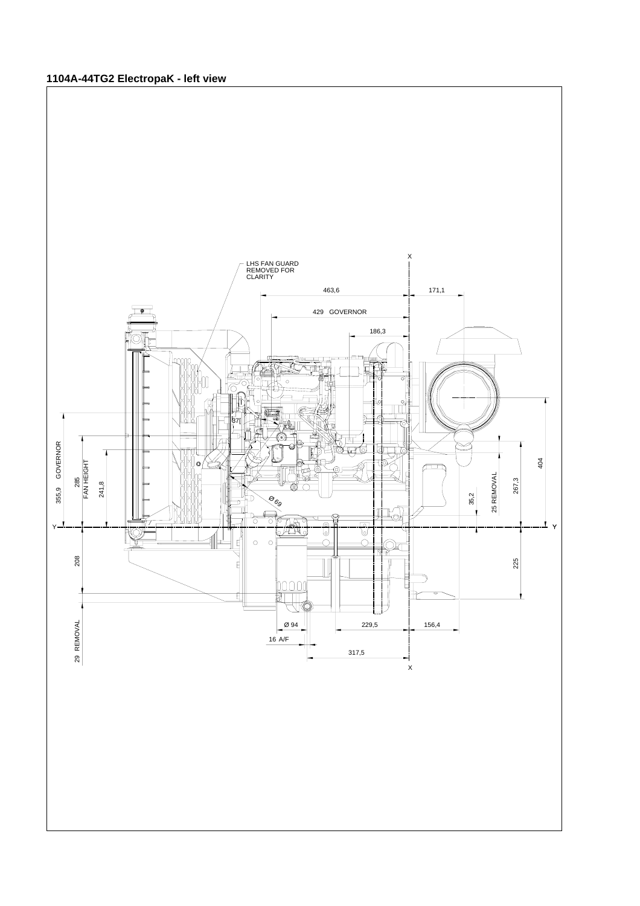**1104A-44TG2 ElectropaK - left view**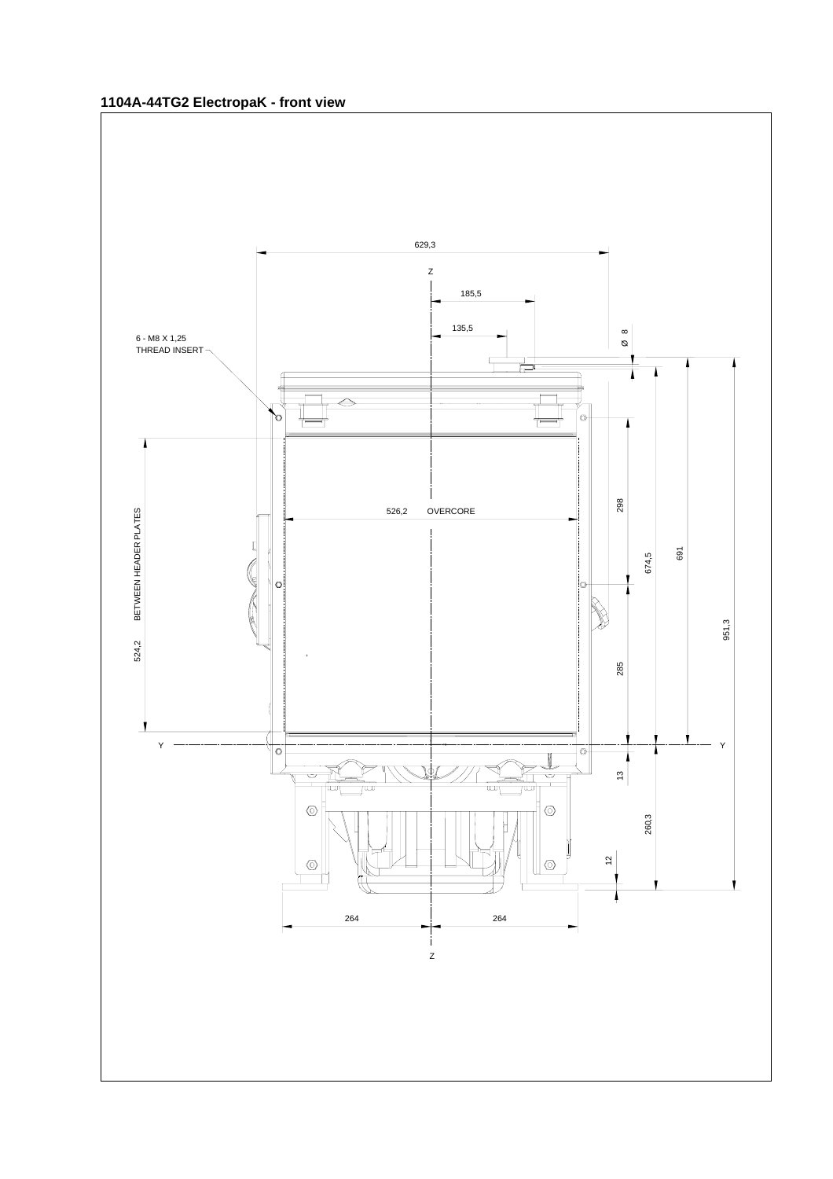## 1104A-44TG2 ElectropaK - front view

629,3

Z

185,5

135,5

Ø 8

6 - M8 X 1,25
THREAD INSERT

298

526,2 OVERCORE

BETWEEN HEADER PLATES

524,2

674,5

691

951,3

285

Y

Y

13

260,3

12

264

264

Z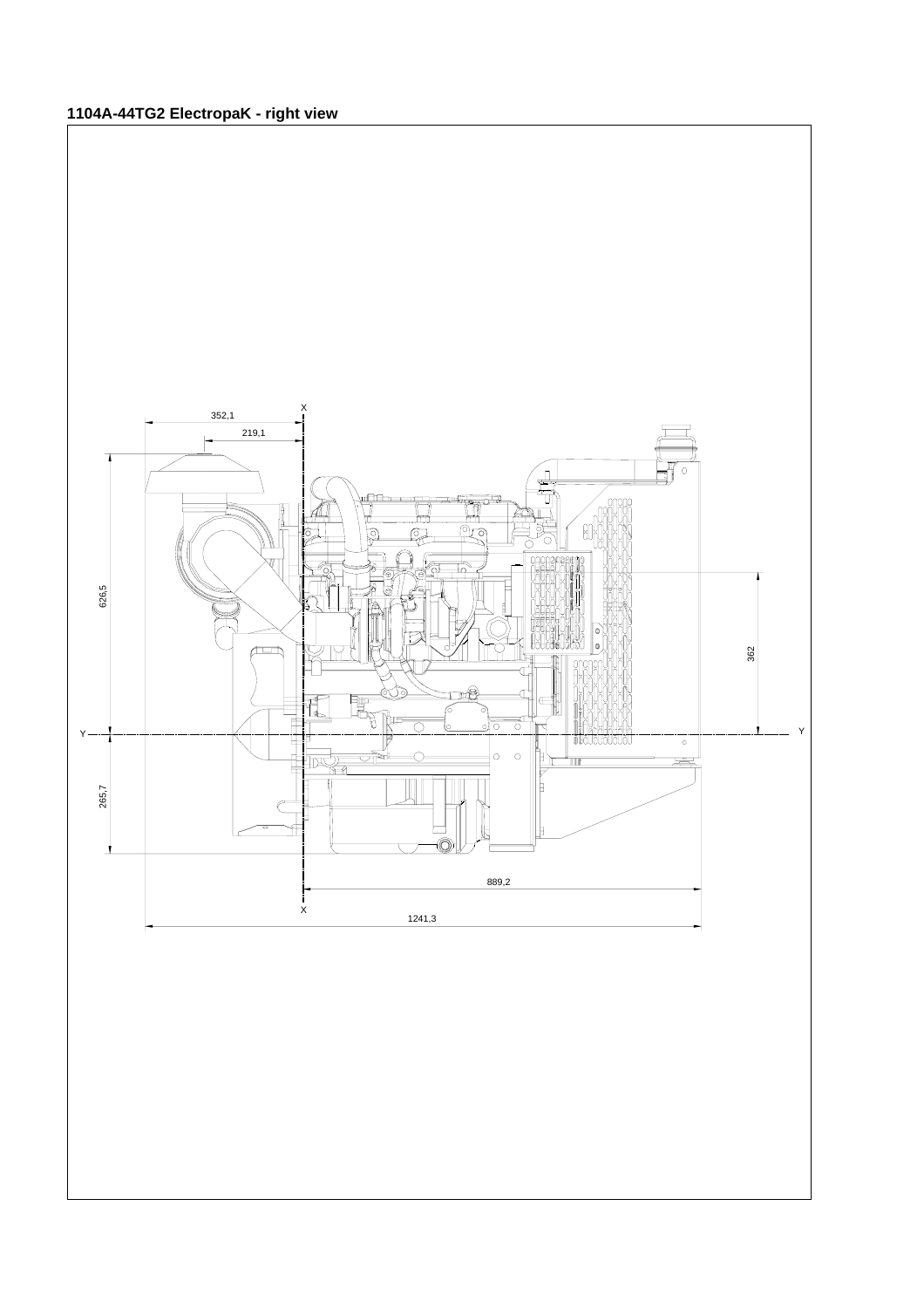**1104A-44TG2 ElectropaK - right view**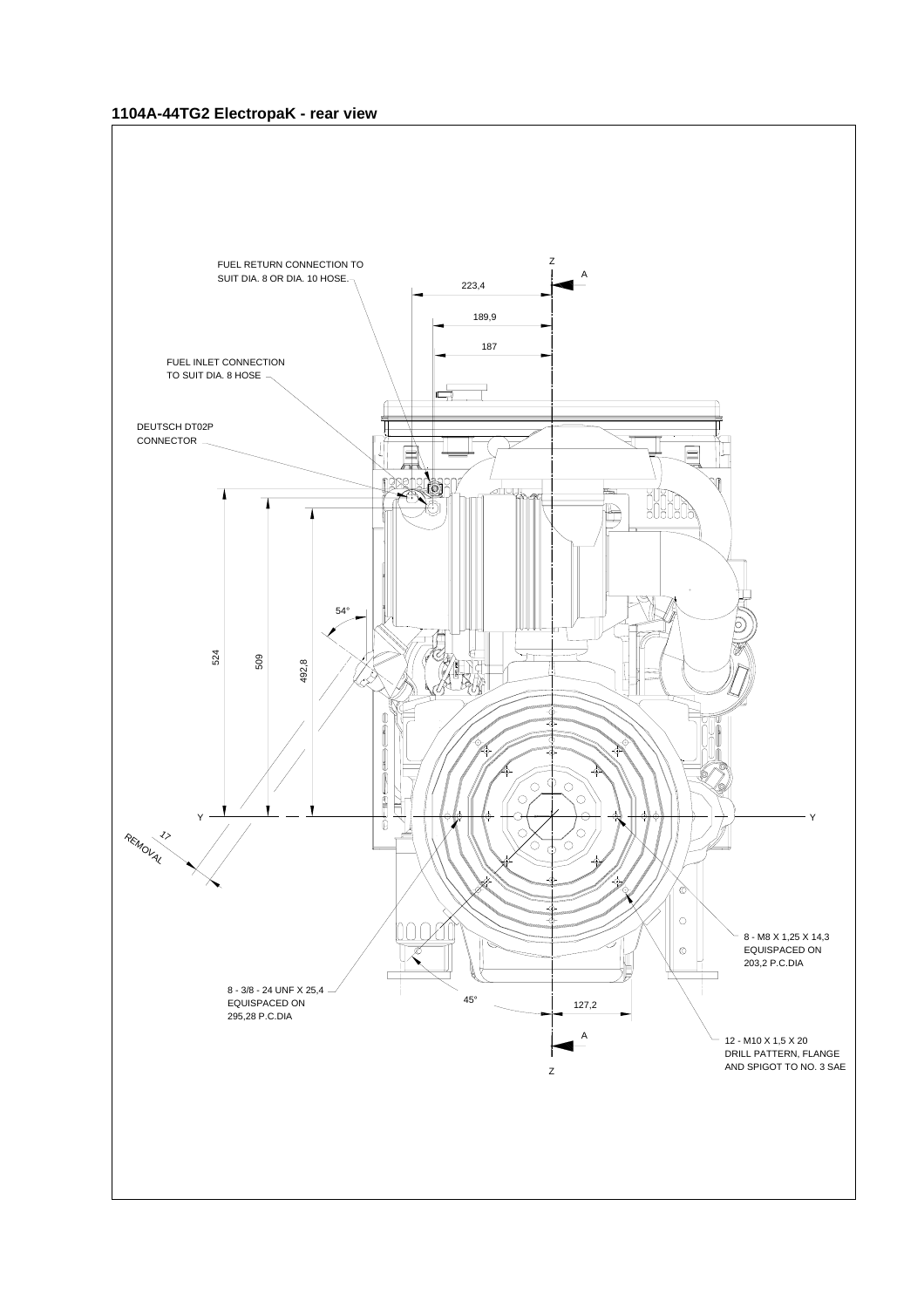## 1104A-44TG2 ElectropaK - rear view

FUEL RETURN CONNECTION TO SUIT DIA. 8 OR DIA. 10 HOSE.

FUEL INLET CONNECTION TO SUIT DIA. 8 HOSE

DEUTSCH DT02P CONNECTOR

223,4

189,9

187

Z

A

54°

524

509

492,8

Y

Y

17

REMOVAL

8 - M8 X 1,25 X 14,3 EQUISPACED ON 203,2 P.C.DIA

8 - 3/8 - 24 UNF X 25,4 EQUISPACED ON 295,28 P.C.DIA

45°

127,2

A

Z

12 - M10 X 1,5 X 20 DRILL PATTERN, FLANGE AND SPIGOT TO NO. 3 SAE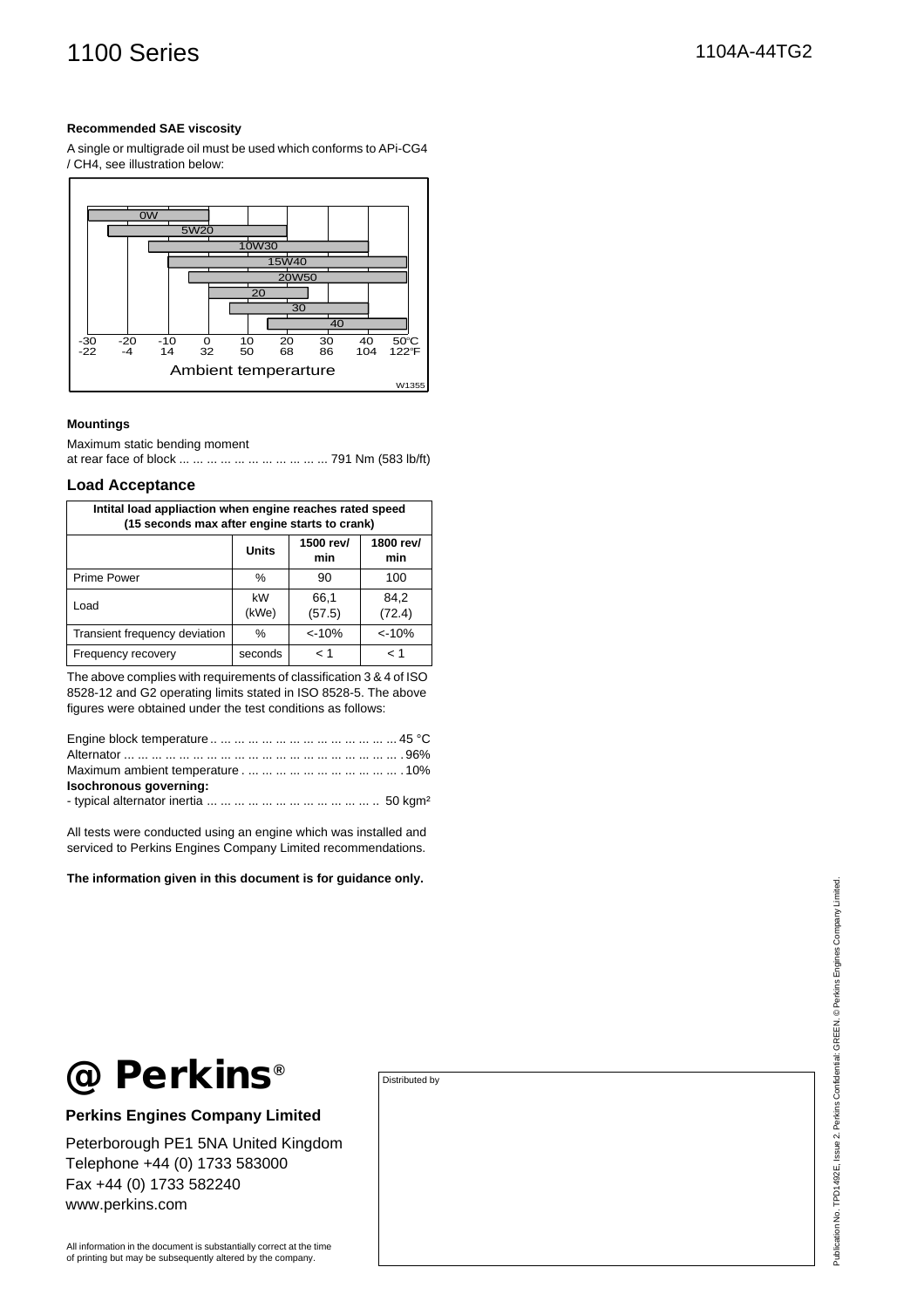### Recommended SAE viscosity

A single or multigrade oil must be used which conforms to APi-CG4 / CH4, see illustration below:

0W
5W20
10W30
15W40
20W50
20
30
40

-30 -20 -10 0 10 20 30 40 50°C
-22 -4 14 32 50 68 86 104 122°F

Ambient temperarture

W1355

### Mountings

Maximum static bending moment
at rear face of block ... ... ... ... ... ... ... ... ... ... ... 791 Nm (583 lb/ft)

## Load Acceptance

| Intital load appliaction when engine reaches rated speed (15 seconds max after engine starts to crank) | | | |
|---|---|---|---|
| | **Units** | **1500 rev/ min** | **1800 rev/ min** |
| Prime Power | % | 90 | 100 |
| Load | kW (kWe) | 66,1 (57.5) | 84,2 (72.4) |
| Transient frequency deviation | % | <-10% | <-10% |
| Frequency recovery | seconds | < 1 | < 1 |

The above complies with requirements of classification 3 & 4 of ISO 8528-12 and G2 operating limits stated in ISO 8528-5. The above figures were obtained under the test conditions as follows:

Engine block temperature .. ... ... ... ... ... ... ... ... ... ... ... ... 45 °C
Alternator ... ... ... ... ... ... ... ... ... ... ... ... ... ... ... ... ... ... ... . 96%
Maximum ambient temperature . ... ... ... ... ... ... ... ... ... ... . 10%
**Isochronous governing:**
- typical alternator inertia ... ... ... ... ... ... ... ... ... ... ... .. 50 kgm²

All tests were conducted using an engine which was installed and serviced to Perkins Engines Company Limited recommendations.

**The information given in this document is for guidance only.**

Perkins®

**Perkins Engines Company Limited**

Peterborough PE1 5NA United Kingdom
Telephone +44 (0) 1733 583000
Fax +44 (0) 1733 582240
www.perkins.com

All information in the document is substantially correct at the time of printing but may be subsequently altered by the company.

Distributed by

Publication No. TPD1492E, Issue 2. Perkins Confidential: GREEN. © Perkins Engines Company Limited.